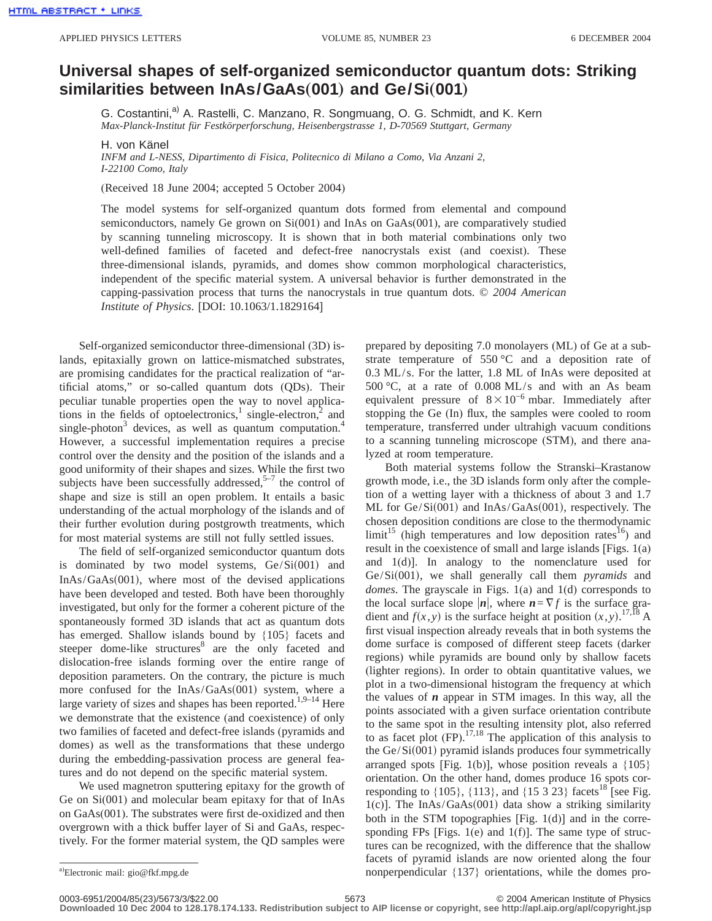# Universal shapes of self-organized semiconductor quantum dots: Striking similarities between InAs/GaAs(001) and Ge/Si(001)

G. Costantini,[a] A. Rastelli, C. Manzano, R. Songmuang, O. G. Schmidt, and K. Kern
*Max-Planck-Institut für Festkörperforschung, Heisenbergstrasse 1, D-70569 Stuttgart, Germany*

H. von Känel
*INFM and L-NESS, Dipartimento di Fisica, Politecnico di Milano a Como, Via Anzani 2, I-22100 Como, Italy*

(Received 18 June 2004; accepted 5 October 2004)

The model systems for self-organized quantum dots formed from elemental and compound semiconductors, namely Ge grown on Si(001) and InAs on GaAs(001), are comparatively studied by scanning tunneling microscopy. It is shown that in both material combinations only two well-defined families of faceted and defect-free nanocrystals exist (and coexist). These three-dimensional islands, pyramids, and domes show common morphological characteristics, independent of the specific material system. A universal behavior is further demonstrated in the capping-passivation process that turns the nanocrystals in true quantum dots. *© 2004 American Institute of Physics.* [DOI: 10.1063/1.1829164]

Self-organized semiconductor three-dimensional (3D) islands, epitaxially grown on lattice-mismatched substrates, are promising candidates for the practical realization of "artificial atoms," or so-called quantum dots (QDs). Their peculiar tunable properties open the way to novel applications in the fields of optoelectronics,[1] single-electron,[2] and single-photon[3] devices, as well as quantum computation.[4] However, a successful implementation requires a precise control over the density and the position of the islands and a good uniformity of their shapes and sizes. While the first two subjects have been successfully addressed,[5–7] the control of shape and size is still an open problem. It entails a basic understanding of the actual morphology of the islands and of their further evolution during postgrowth treatments, which for most material systems are still not fully settled issues.

The field of self-organized semiconductor quantum dots is dominated by two model systems, Ge/Si(001) and InAs/GaAs(001), where most of the devised applications have been developed and tested. Both have been thoroughly investigated, but only for the former a coherent picture of the spontaneously formed 3D islands that act as quantum dots has emerged. Shallow islands bound by {105} facets and steeper dome-like structures[8] are the only faceted and dislocation-free islands forming over the entire range of deposition parameters. On the contrary, the picture is much more confused for the InAs/GaAs(001) system, where a large variety of sizes and shapes has been reported.[1,9–14] Here we demonstrate that the existence (and coexistence) of only two families of faceted and defect-free islands (pyramids and domes) as well as the transformations that these undergo during the embedding-passivation process are general features and do not depend on the specific material system.

We used magnetron sputtering epitaxy for the growth of Ge on Si(001) and molecular beam epitaxy for that of InAs on GaAs(001). The substrates were first de-oxidized and then overgrown with a thick buffer layer of Si and GaAs, respectively. For the former material system, the QD samples were prepared by depositing 7.0 monolayers (ML) of Ge at a substrate temperature of 550 °C and a deposition rate of 0.3 ML/s. For the latter, 1.8 ML of InAs were deposited at 500 °C, at a rate of 0.008 ML/s and with an As beam equivalent pressure of $8 \times 10^{-6}$ mbar. Immediately after stopping the Ge (In) flux, the samples were cooled to room temperature, transferred under ultrahigh vacuum conditions to a scanning tunneling microscope (STM), and there analyzed at room temperature.

Both material systems follow the Stranski–Krastanow growth mode, i.e., the 3D islands form only after the completion of a wetting layer with a thickness of about 3 and 1.7 ML for Ge/Si(001) and InAs/GaAs(001), respectively. The chosen deposition conditions are close to the thermodynamic limit[15] (high temperatures and low deposition rates[16]) and result in the coexistence of small and large islands [Figs. 1(a) and 1(d)]. In analogy to the nomenclature used for Ge/Si(001), we shall generally call them *pyramids* and *domes*. The grayscale in Figs. 1(a) and 1(d) corresponds to the local surface slope $|\boldsymbol{n}|$, where $\boldsymbol{n} = \nabla f$ is the surface gradient and $f(x,y)$ is the surface height at position $(x,y)$.[17,18] A first visual inspection already reveals that in both systems the dome surface is composed of different steep facets (darker regions) while pyramids are bound only by shallow facets (lighter regions). In order to obtain quantitative values, we plot in a two-dimensional histogram the frequency at which the values of $\boldsymbol{n}$ appear in STM images. In this way, all the points associated with a given surface orientation contribute to the same spot in the resulting intensity plot, also referred to as facet plot (FP).[17,18] The application of this analysis to the Ge/Si(001) pyramid islands produces four symmetrically arranged spots [Fig. 1(b)], whose position reveals a {105} orientation. On the other hand, domes produce 16 spots corresponding to {105}, {113}, and {15 3 23} facets[18] [see Fig. 1(c)]. The InAs/GaAs(001) data show a striking similarity both in the STM topographies [Fig. 1(d)] and in the corresponding FPs [Figs. 1(e) and 1(f)]. The same type of structures can be recognized, with the difference that the shallow facets of pyramid islands are now oriented along the four nonperpendicular {137} orientations, while the domes pro-

[a]Electronic mail: gio@fkf.mpg.de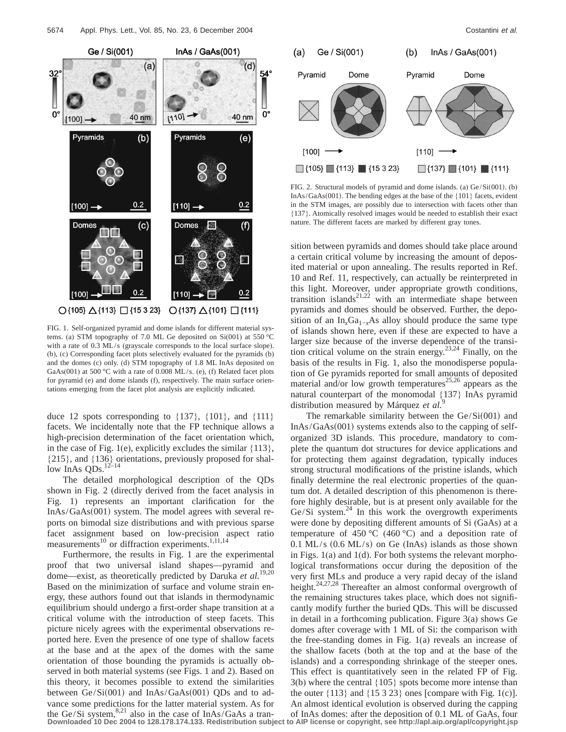FIG. 1. Self-organized pyramid and dome islands for different material systems. (a) STM topography of 7.0 ML Ge deposited on Si(001) at 550 °C with a rate of 0.3 ML/s (grayscale corresponds to the local surface slope). (b), (c) Corresponding facet plots selectively evaluated for the pyramids (b) and the domes (c) only. (d) STM topography of 1.8 ML InAs deposited on GaAs(001) at 500 °C with a rate of 0.008 ML/s. (e), (f) Related facet plots for pyramid (e) and dome islands (f), respectively. The main surface orientations emerging from the facet plot analysis are explicitly indicated.

duce 12 spots corresponding to {137}, {101}, and {111} facets. We incidentally note that the FP technique allows a high-precision determination of the facet orientation which, in the case of Fig. 1(e), explicitly excludes the similar {113}, {215}, and {136} orientations, previously proposed for shallow InAs QDs.[12–14]

The detailed morphological description of the QDs shown in Fig. 2 (directly derived from the facet analysis in Fig. 1) represents an important clarification for the InAs/GaAs(001) system. The model agrees with several reports on bimodal size distributions and with previous sparse facet assignment based on low-precision aspect ratio measurements[10] or diffraction experiments.[1,11,14]

Furthermore, the results in Fig. 1 are the experimental proof that two universal island shapes—pyramid and dome—exist, as theoretically predicted by Daruka *et al.*[19,20] Based on the minimization of surface and volume strain energy, these authors found out that islands in thermodynamic equilibrium should undergo a first-order shape transition at a critical volume with the introduction of steep facets. This picture nicely agrees with the experimental observations reported here. Even the presence of one type of shallow facets at the base and at the apex of the domes with the same orientation of those bounding the pyramids is actually observed in both material systems (see Figs. 1 and 2). Based on this theory, it becomes possible to extend the similarities between Ge/Si(001) and InAs/GaAs(001) QDs and to advance some predictions for the latter material system. As for the Ge/Si system,[8,21] also in the case of InAs/GaAs a transition between pyramids and domes should take place around a certain critical volume by increasing the amount of deposited material or upon annealing. The results reported in Ref. 10 and Ref. 11, respectively, can actually be reinterpreted in this light. Moreover, under appropriate growth conditions, transition islands[21,22] with an intermediate shape between pyramids and domes should be observed. Further, the deposition of an $In_xGa_{1-x}As$ alloy should produce the same type of islands shown here, even if these are expected to have a larger size because of the inverse dependence of the transition critical volume on the strain energy.[23,24] Finally, on the basis of the results in Fig. 1, also the monodisperse population of Ge pyramids reported for small amounts of deposited material and/or low growth temperatures[25,26] appears as the natural counterpart of the monomodal {137} InAs pyramid distribution measured by Márquez *et al.*[9]

FIG. 2. Structural models of pyramid and dome islands. (a) Ge/Si(001). (b) InAs/GaAs(001). The bending edges at the base of the {101} facets, evident in the STM images, are possibly due to intersection with facets other than {137}. Atomically resolved images would be needed to establish their exact nature. The different facets are marked by different gray tones.

The remarkable similarity between the Ge/Si(001) and InAs/GaAs(001) systems extends also to the capping of self-organized 3D islands. This procedure, mandatory to complete the quantum dot structures for device applications and for protecting them against degradation, typically induces strong structural modifications of the pristine islands, which finally determine the real electronic properties of the quantum dot. A detailed description of this phenomenon is therefore highly desirable, but is at present only available for the Ge/Si system.[24] In this work the overgrowth experiments were done by depositing different amounts of Si (GaAs) at a temperature of 450 °C (460 °C) and a deposition rate of 0.1 ML/s (0.6 ML/s) on Ge (InAs) islands as those shown in Figs. 1(a) and 1(d). For both systems the relevant morphological transformations occur during the deposition of the very first MLs and produce a very rapid decay of the island height.[24,27,28] Thereafter an almost conformal overgrowth of the remaining structures takes place, which does not significantly modify further the buried QDs. This will be discussed in detail in a forthcoming publication. Figure 3(a) shows Ge domes after coverage with 1 ML of Si: the comparison with the free-standing domes in Fig. 1(a) reveals an increase of the shallow facets (both at the top and at the base of the islands) and a corresponding shrinkage of the steeper ones. This effect is quantitatively seen in the related FP of Fig. 3(b) where the central {105} spots become more intense than the outer {113} and {15 3 23} ones [compare with Fig. 1(c)]. An almost identical evolution is observed during the capping of InAs domes: after the deposition of 0.1 ML of GaAs, four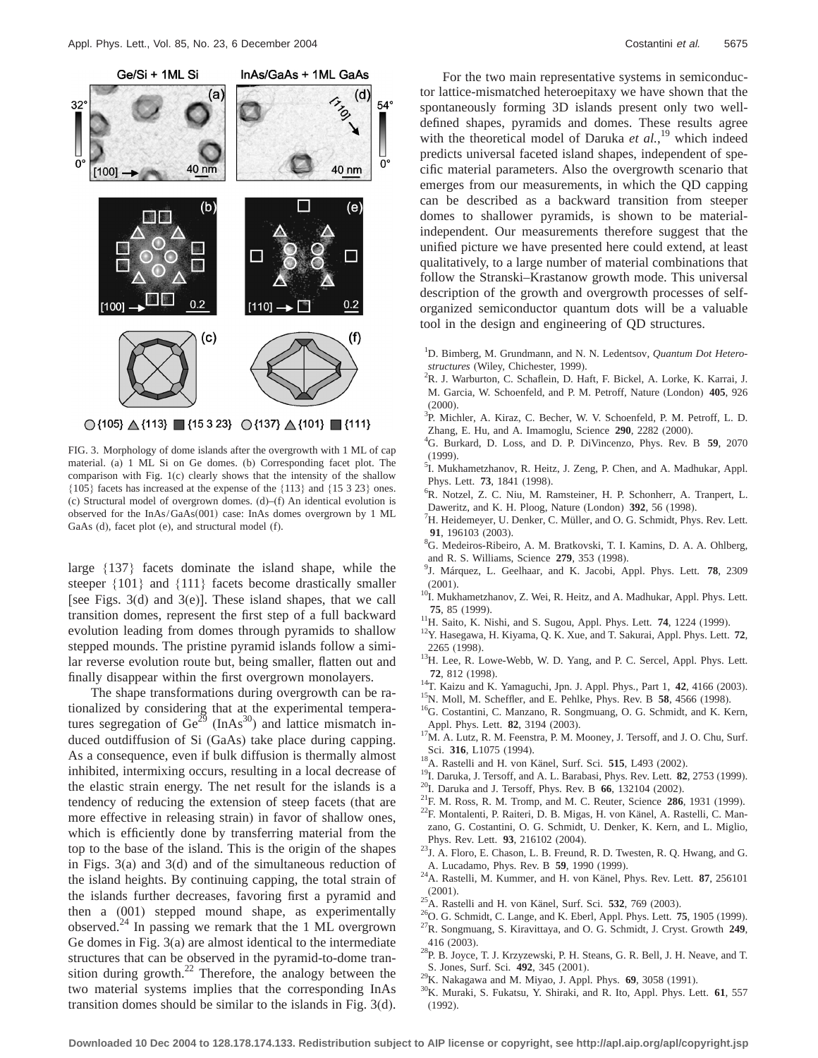Ge/Si + 1ML Si

InAs/GaAs + 1ML GaAs

(a) (b) (c) (d) (e) (f)

32°

0°

54°

0°

[100]

[110]

40 nm

0.2

○ {105} △ {113} ■ {15 3 23} ○ {137} △ {101} ■ {111}

FIG. 3. Morphology of dome islands after the overgrowth with 1 ML of cap material. (a) 1 ML Si on Ge domes. (b) Corresponding facet plot. The comparison with Fig. 1(c) clearly shows that the intensity of the shallow {105} facets has increased at the expense of the {113} and {15 3 23} ones. (c) Structural model of overgrown domes. (d)–(f) An identical evolution is observed for the InAs/GaAs(001) case: InAs domes overgrown by 1 ML GaAs (d), facet plot (e), and structural model (f).

large {137} facets dominate the island shape, while the steeper {101} and {111} facets become drastically smaller [see Figs. 3(d) and 3(e)]. These island shapes, that we call transition domes, represent the first step of a full backward evolution leading from domes through pyramids to shallow stepped mounds. The pristine pyramid islands follow a similar reverse evolution route but, being smaller, flatten out and finally disappear within the first overgrown monolayers.

The shape transformations during overgrowth can be rationalized by considering that at the experimental temperatures segregation of Ge[29] (InAs[30]) and lattice mismatch induced outdiffusion of Si (GaAs) take place during capping. As a consequence, even if bulk diffusion is thermally almost inhibited, intermixing occurs, resulting in a local decrease of the elastic strain energy. The net result for the islands is a tendency of reducing the extension of steep facets (that are more effective in releasing strain) in favor of shallow ones, which is efficiently done by transferring material from the top to the base of the island. This is the origin of the shapes in Figs. 3(a) and 3(d) and of the simultaneous reduction of the island heights. By continuing capping, the total strain of the islands further decreases, favoring first a pyramid and then a (001) stepped mound shape, as experimentally observed.[24] In passing we remark that the 1 ML overgrown Ge domes in Fig. 3(a) are almost identical to the intermediate structures that can be observed in the pyramid-to-dome transition during growth.[22] Therefore, the analogy between the two material systems implies that the corresponding InAs transition domes should be similar to the islands in Fig. 3(d).

For the two main representative systems in semiconductor lattice-mismatched heteroepitaxy we have shown that the spontaneously forming 3D islands present only two well-defined shapes, pyramids and domes. These results agree with the theoretical model of Daruka *et al.*,[19] which indeed predicts universal faceted island shapes, independent of specific material parameters. Also the overgrowth scenario that emerges from our measurements, in which the QD capping can be described as a backward transition from steeper domes to shallower pyramids, is shown to be material-independent. Our measurements therefore suggest that the unified picture we have presented here could extend, at least qualitatively, to a large number of material combinations that follow the Stranski–Krastanow growth mode. This universal description of the growth and overgrowth processes of self-organized semiconductor quantum dots will be a valuable tool in the design and engineering of QD structures.

[1] D. Bimberg, M. Grundmann, and N. N. Ledentsov, *Quantum Dot Heterostructures* (Wiley, Chichester, 1999).
[2] R. J. Warburton, C. Schaflein, D. Haft, F. Bickel, A. Lorke, K. Karrai, J. M. Garcia, W. Schoenfeld, and P. M. Petroff, Nature (London) **405**, 926 (2000).
[3] P. Michler, A. Kiraz, C. Becher, W. V. Schoenfeld, P. M. Petroff, L. D. Zhang, E. Hu, and A. Imamoglu, Science **290**, 2282 (2000).
[4] G. Burkard, D. Loss, and D. P. DiVincenzo, Phys. Rev. B **59**, 2070 (1999).
[5] I. Mukhametzhanov, R. Heitz, J. Zeng, P. Chen, and A. Madhukar, Appl. Phys. Lett. **73**, 1841 (1998).
[6] R. Notzel, Z. C. Niu, M. Ramsteiner, H. P. Schonherr, A. Tranpert, L. Daweritz, and K. H. Ploog, Nature (London) **392**, 56 (1998).
[7] H. Heidemeyer, U. Denker, C. Müller, and O. G. Schmidt, Phys. Rev. Lett. **91**, 196103 (2003).
[8] G. Medeiros-Ribeiro, A. M. Bratkovski, T. I. Kamins, D. A. A. Ohlberg, and R. S. Williams, Science **279**, 353 (1998).
[9] J. Márquez, L. Geelhaar, and K. Jacobi, Appl. Phys. Lett. **78**, 2309 (2001).
[10] I. Mukhametzhanov, Z. Wei, R. Heitz, and A. Madhukar, Appl. Phys. Lett. **75**, 85 (1999).
[11] H. Saito, K. Nishi, and S. Sugou, Appl. Phys. Lett. **74**, 1224 (1999).
[12] Y. Hasegawa, H. Kiyama, Q. K. Xue, and T. Sakurai, Appl. Phys. Lett. **72**, 2265 (1998).
[13] H. Lee, R. Lowe-Webb, W. D. Yang, and P. C. Sercel, Appl. Phys. Lett. **72**, 812 (1998).
[14] T. Kaizu and K. Yamaguchi, Jpn. J. Appl. Phys., Part 1, **42**, 4166 (2003).
[15] N. Moll, M. Scheffler, and E. Pehlke, Phys. Rev. B **58**, 4566 (1998).
[16] G. Costantini, C. Manzano, R. Songmuang, O. G. Schmidt, and K. Kern, Appl. Phys. Lett. **82**, 3194 (2003).
[17] M. A. Lutz, R. M. Feenstra, P. M. Mooney, J. Tersoff, and J. O. Chu, Surf. Sci. **316**, L1075 (1994).
[18] A. Rastelli and H. von Känel, Surf. Sci. **515**, L493 (2002).
[19] I. Daruka, J. Tersoff, and A. L. Barabasi, Phys. Rev. Lett. **82**, 2753 (1999).
[20] I. Daruka and J. Tersoff, Phys. Rev. B **66**, 132104 (2002).
[21] F. M. Ross, R. M. Tromp, and M. C. Reuter, Science **286**, 1931 (1999).
[22] F. Montalenti, P. Raiteri, D. B. Migas, H. von Känel, A. Rastelli, C. Manzano, G. Costantini, O. G. Schmidt, U. Denker, K. Kern, and L. Miglio, Phys. Rev. Lett. **93**, 216102 (2004).
[23] J. A. Floro, E. Chason, L. B. Freund, R. D. Twesten, R. Q. Hwang, and G. A. Lucadamo, Phys. Rev. B **59**, 1990 (1999).
[24] A. Rastelli, M. Kummer, and H. von Känel, Phys. Rev. Lett. **87**, 256101 (2001).
[25] A. Rastelli and H. von Känel, Surf. Sci. **532**, 769 (2003).
[26] O. G. Schmidt, C. Lange, and K. Eberl, Appl. Phys. Lett. **75**, 1905 (1999).
[27] R. Songmuang, S. Kiravittaya, and O. G. Schmidt, J. Cryst. Growth **249**, 416 (2003).
[28] P. B. Joyce, T. J. Krzyzewski, P. H. Steans, G. R. Bell, J. H. Neave, and T. S. Jones, Surf. Sci. **492**, 345 (2001).
[29] K. Nakagawa and M. Miyao, J. Appl. Phys. **69**, 3058 (1991).
[30] K. Muraki, S. Fukatsu, Y. Shiraki, and R. Ito, Appl. Phys. Lett. **61**, 557 (1992).